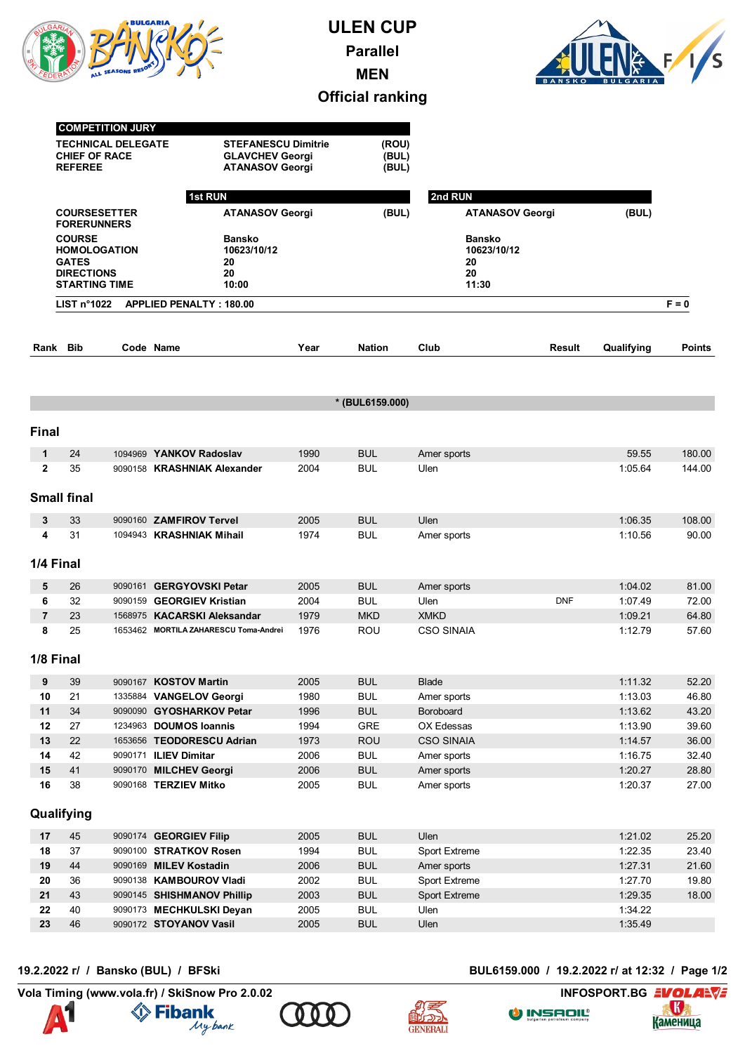# ULEN CUP

## Parallel

## MEN

## Official ranking

| COMPETITION JURY | | |
|---|---|---|
| TECHNICAL DELEGATE | STEFANESCU Dimitrie | (ROU) |
| CHIEF OF RACE | GLAVCHEV Georgi | (BUL) |
| REFEREE | ATANASOV Georgi | (BUL) |

| | 1st RUN | | 2nd RUN | |
|---|---|---|---|---|
| COURSESETTER | ATANASOV Georgi | (BUL) | ATANASOV Georgi | (BUL) |
| FORERUNNERS | | | | |
| COURSE | Bansko | | Bansko | |
| HOMOLOGATION | 10623/10/12 | | 10623/10/12 | |
| GATES | 20 | | 20 | |
| DIRECTIONS | 20 | | 20 | |
| STARTING TIME | 10:00 | | 11:30 | |

LIST n°1022 APPLIED PENALTY : 180.00 F = 0

* (BUL6159.000)

| Rank | Bib | Code | Name | Year | Nation | Club | Result | Qualifying | Points |
|---|---|---|---|---|---|---|---|---|---|
| **Final** | | | | | | | | | |
| 1 | 24 | 1094969 | **YANKOV Radoslav** | 1990 | BUL | Amer sports | | 59.55 | 180.00 |
| 2 | 35 | 9090158 | **KRASHNIAK Alexander** | 2004 | BUL | Ulen | | 1:05.64 | 144.00 |
| **Small final** | | | | | | | | | |
| 3 | 33 | 9090160 | **ZAMFIROV Tervel** | 2005 | BUL | Ulen | | 1:06.35 | 108.00 |
| 4 | 31 | 1094943 | **KRASHNIAK Mihail** | 1974 | BUL | Amer sports | | 1:10.56 | 90.00 |
| **1/4 Final** | | | | | | | | | |
| 5 | 26 | 9090161 | **GERGYOVSKI Petar** | 2005 | BUL | Amer sports | | 1:04.02 | 81.00 |
| 6 | 32 | 9090159 | **GEORGIEV Kristian** | 2004 | BUL | Ulen | DNF | 1:07.49 | 72.00 |
| 7 | 23 | 1568975 | **KACARSKI Aleksandar** | 1979 | MKD | XMKD | | 1:09.21 | 64.80 |
| 8 | 25 | 1653462 | **MORTILA ZAHARESCU Toma-Andrei** | 1976 | ROU | CSO SINAIA | | 1:12.79 | 57.60 |
| **1/8 Final** | | | | | | | | | |
| 9 | 39 | 9090167 | **KOSTOV Martin** | 2005 | BUL | Blade | | 1:11.32 | 52.20 |
| 10 | 21 | 1335884 | **VANGELOV Georgi** | 1980 | BUL | Amer sports | | 1:13.03 | 46.80 |
| 11 | 34 | 9090090 | **GYOSHARKOV Petar** | 1996 | BUL | Boroboard | | 1:13.62 | 43.20 |
| 12 | 27 | 1234963 | **DOUMOS Ioannis** | 1994 | GRE | OX Edessas | | 1:13.90 | 39.60 |
| 13 | 22 | 1653656 | **TEODORESCU Adrian** | 1973 | ROU | CSO SINAIA | | 1:14.57 | 36.00 |
| 14 | 42 | 9090171 | **ILIEV Dimitar** | 2006 | BUL | Amer sports | | 1:16.75 | 32.40 |
| 15 | 41 | 9090170 | **MILCHEV Georgi** | 2006 | BUL | Amer sports | | 1:20.27 | 28.80 |
| 16 | 38 | 9090168 | **TERZIEV Mitko** | 2005 | BUL | Amer sports | | 1:20.37 | 27.00 |
| **Qualifying** | | | | | | | | | |
| 17 | 45 | 9090174 | **GEORGIEV Filip** | 2005 | BUL | Ulen | | 1:21.02 | 25.20 |
| 18 | 37 | 9090100 | **STRATKOV Rosen** | 1994 | BUL | Sport Extreme | | 1:22.35 | 23.40 |
| 19 | 44 | 9090169 | **MILEV Kostadin** | 2006 | BUL | Amer sports | | 1:27.31 | 21.60 |
| 20 | 36 | 9090138 | **KAMBOUROV Vladi** | 2002 | BUL | Sport Extreme | | 1:27.70 | 19.80 |
| 21 | 43 | 9090145 | **SHISHMANOV Phillip** | 2003 | BUL | Sport Extreme | | 1:29.35 | 18.00 |
| 22 | 40 | 9090173 | **MECHKULSKI Deyan** | 2005 | BUL | Ulen | | 1:34.22 | |
| 23 | 46 | 9090172 | **STOYANOV Vasil** | 2005 | BUL | Ulen | | 1:35.49 | |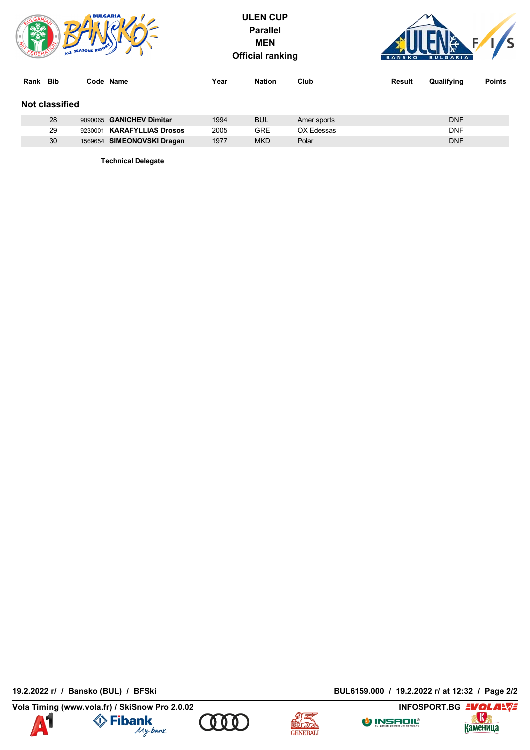ULEN CUP
Parallel
MEN
Official ranking

## Not classified

| Rank | Bib | Code | Name | Year | Nation | Club | Result | Qualifying | Points |
|---|---|---|---|---|---|---|---|---|---|
| | 28 | 9090065 | **GANICHEV Dimitar** | 1994 | BUL | Amer sports | | DNF | |
| | 29 | 9230001 | **KARAFYLLIAS Drosos** | 2005 | GRE | OX Edessas | | DNF | |
| | 30 | 1569654 | **SIMEONOVSKI Dragan** | 1977 | MKD | Polar | | DNF | |

**Technical Delegate**

19.2.2022 г/ / Bansko (BUL) / BFSki

BUL6159.000 / 19.2.2022 г/ at 12:32

Vola Timing (www.vola.fr) / SkiSnow Pro 2.0.02

INFOSPORT.BG